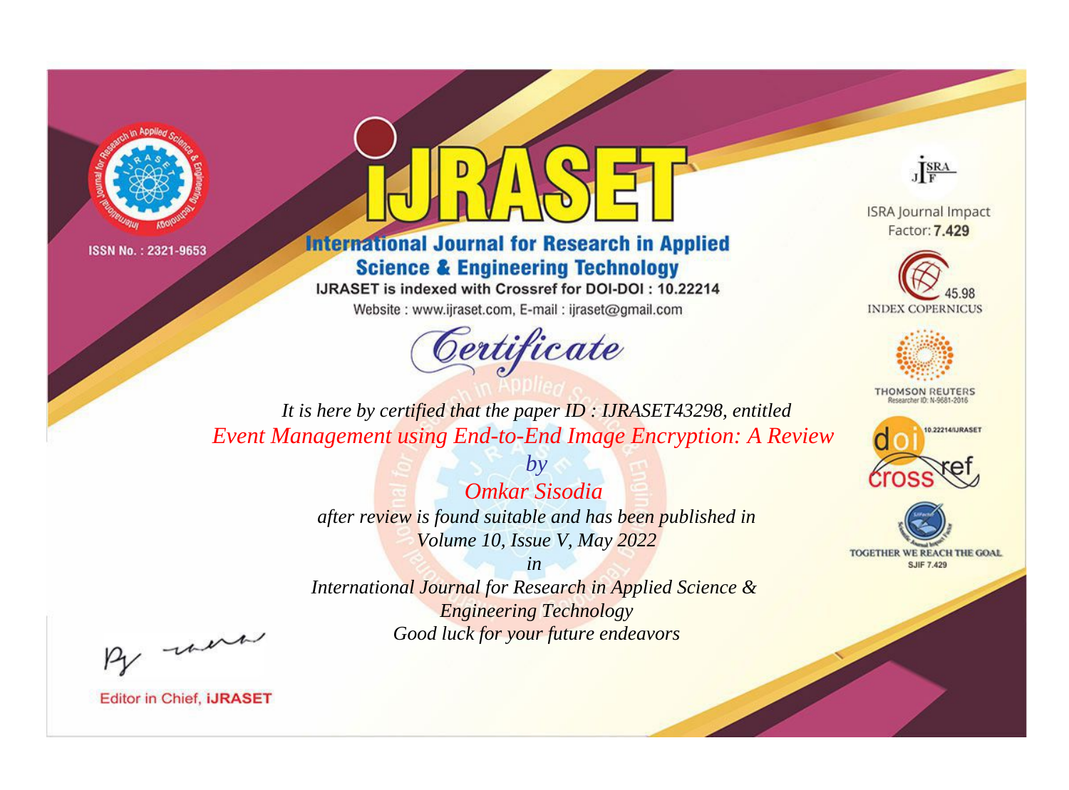ISSN No. : 2321-9653

# IJRASET

## International Journal for Research in Applied Science & Engineering Technology

IJRASET is indexed with Crossref for DOI-DOI : 10.22214

Website : www.ijraset.com, E-mail : ijraset@gmail.com

ISRA Journal Impact Factor: **7.429**

45.98 INDEX COPERNICUS

THOMSON REUTERS Researcher ID: N-9681-2016

10.22214/IJRASET

TOGETHER WE REACH THE GOAL SJIF 7.429

# *Certificate*

*It is here by certified that the paper ID : IJRASET43298, entitled*

*Event Management using End-to-End Image Encryption: A Review*

*by*

*Omkar Sisodia*

*after review is found suitable and has been published in*

*Volume 10, Issue V, May 2022*

*in*

*International Journal for Research in Applied Science & Engineering Technology*

*Good luck for your future endeavors*

Editor in Chief, **IJRASET**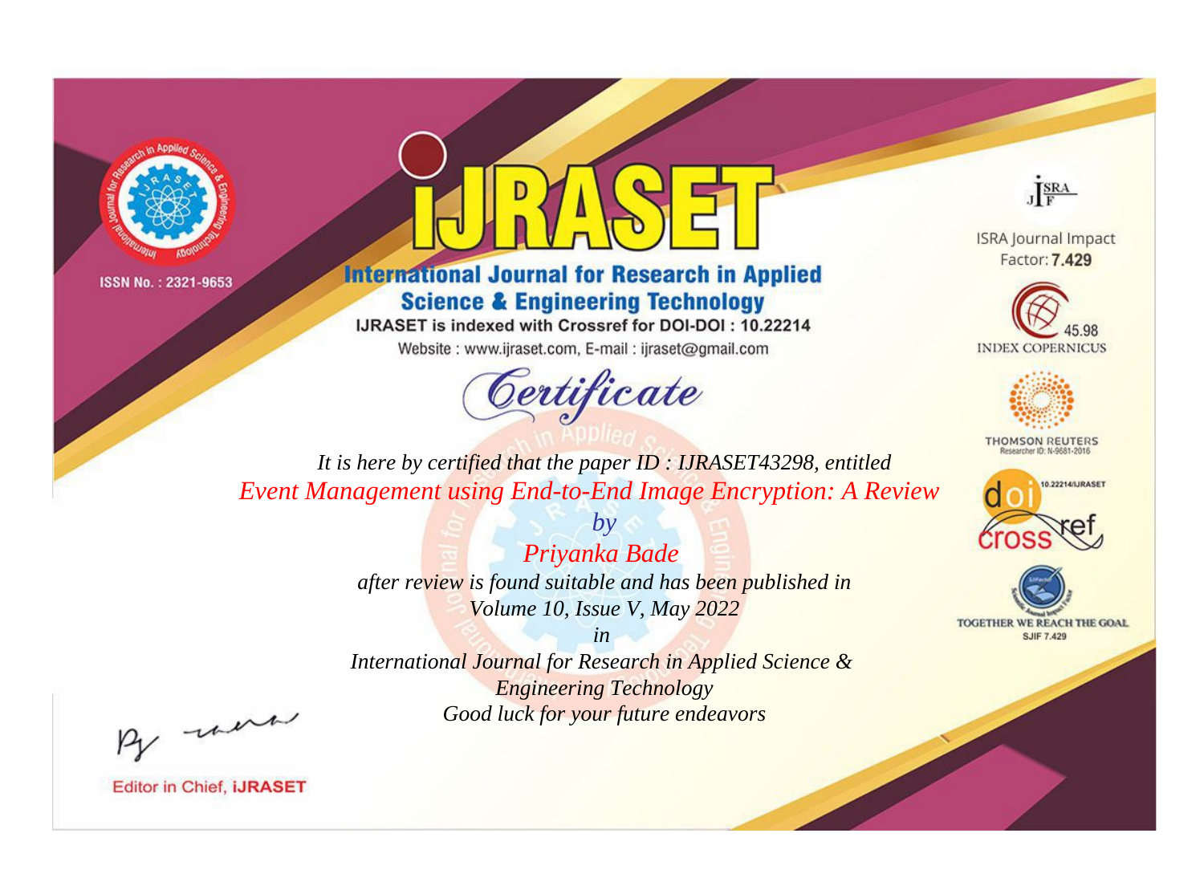ISSN No. : 2321-9653

# iJRASET

## International Journal for Research in Applied Science & Engineering Technology

IJRASET is indexed with Crossref for DOI-DOI : 10.22214

Website : www.ijraset.com, E-mail : ijraset@gmail.com

ISRA Journal Impact Factor: **7.429**

45.98 INDEX COPERNICUS

THOMSON REUTERS Researcher ID: N-9681-2016

10.22214/IJRASET

TOGETHER WE REACH THE GOAL SJIF 7.429

*Certificate*

*It is here by certified that the paper ID : IJRASET43298, entitled*

*Event Management using End-to-End Image Encryption: A Review*

*by*

*Priyanka Bade*

*after review is found suitable and has been published in*

*Volume 10, Issue V, May 2022*

*in*

*International Journal for Research in Applied Science & Engineering Technology*

*Good luck for your future endeavors*

Editor in Chief, **iJRASET**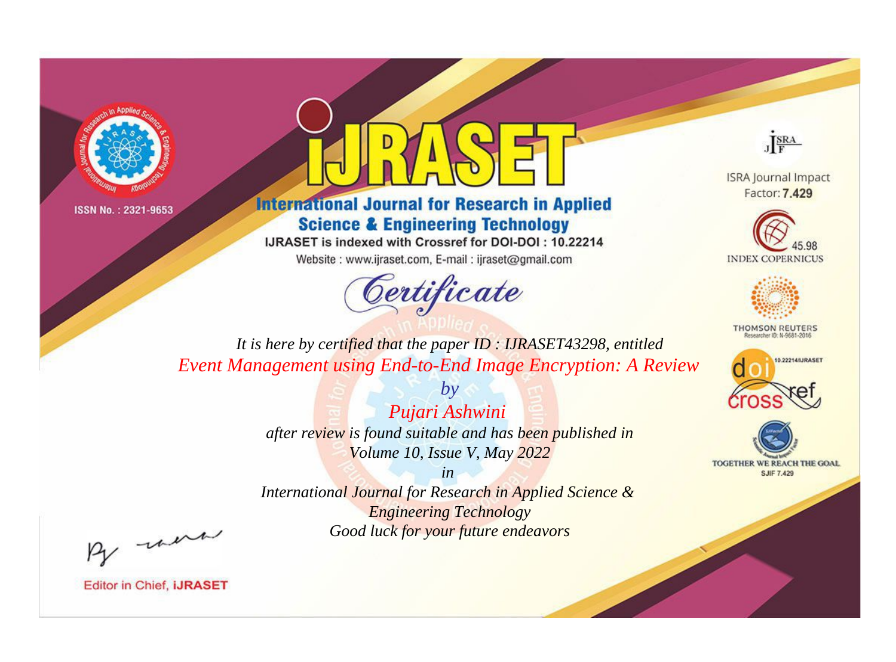ISSN No. : 2321-9653

# iJRASET

## International Journal for Research in Applied Science & Engineering Technology

IJRASET is indexed with Crossref for DOI-DOI : 10.22214

Website : www.ijraset.com, E-mail : ijraset@gmail.com

ISRA Journal Impact Factor: **7.429**

45.98 INDEX COPERNICUS

THOMSON REUTERS Researcher ID: N-9681-2016

10.22214/IJRASET

TOGETHER WE REACH THE GOAL SJIF 7.429

# *Certificate*

*It is here by certified that the paper ID : IJRASET43298, entitled*

*Event Management using End-to-End Image Encryption: A Review*

*by*

*Pujari Ashwini*

*after review is found suitable and has been published in*

*Volume 10, Issue V, May 2022*

*in*

*International Journal for Research in Applied Science & Engineering Technology*

*Good luck for your future endeavors*

Editor in Chief, **iJRASET**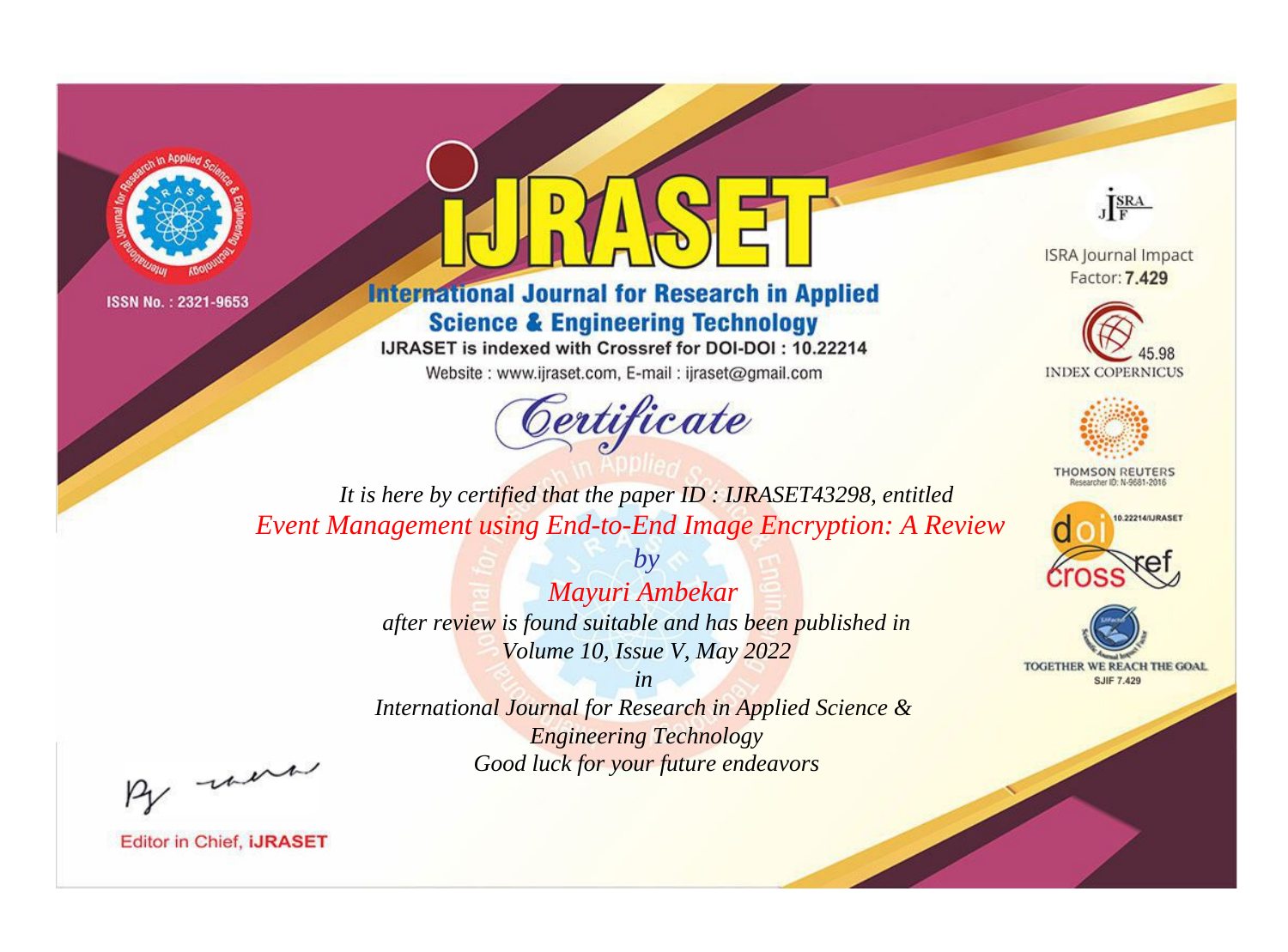ISSN No. : 2321-9653

# iJRASET

## International Journal for Research in Applied Science & Engineering Technology

IJRASET is indexed with Crossref for DOI-DOI : 10.22214

Website : www.ijraset.com, E-mail : ijraset@gmail.com

ISRA Journal Impact Factor: **7.429**

45.98 INDEX COPERNICUS

THOMSON REUTERS Researcher ID: N-9681-2016

10.22214/IJRASET

TOGETHER WE REACH THE GOAL SJIF 7.429

# *Certificate*

*It is here by certified that the paper ID : IJRASET43298, entitled*

*Event Management using End-to-End Image Encryption: A Review*

*by*

*Mayuri Ambekar*

*after review is found suitable and has been published in*

*Volume 10, Issue V, May 2022*

*in*

*International Journal for Research in Applied Science & Engineering Technology*

*Good luck for your future endeavors*

Editor in Chief, **iJRASET**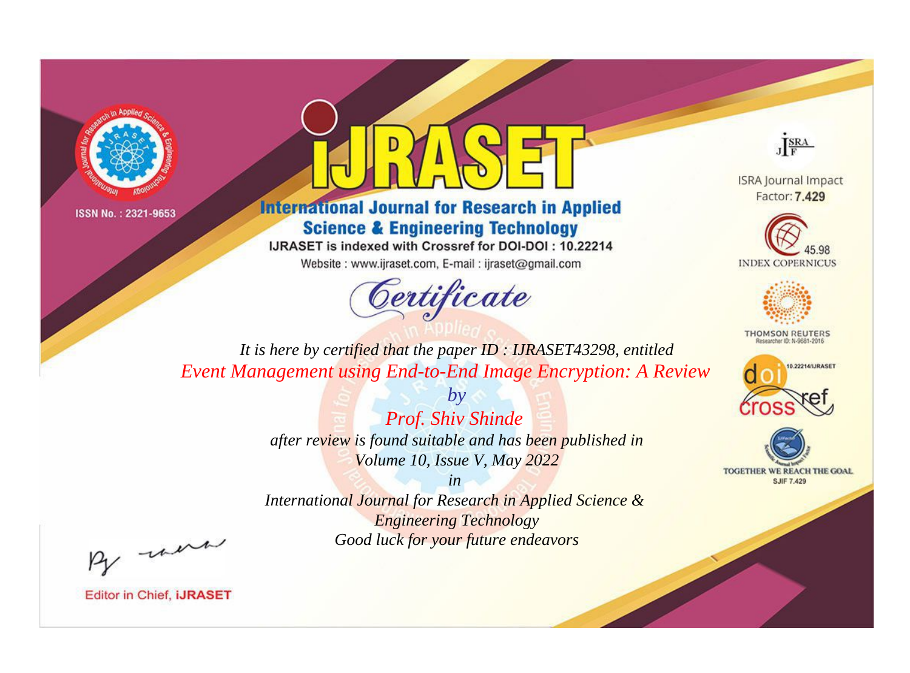ISSN No. : 2321-9653

# iJRASET

**International Journal for Research in Applied Science & Engineering Technology**

IJRASET is indexed with Crossref for DOI-DOI : 10.22214

Website : www.ijraset.com, E-mail : ijraset@gmail.com

## *Certificate*

*It is here by certified that the paper ID : IJRASET43298, entitled*

*Event Management using End-to-End Image Encryption: A Review*

*by*

*Prof. Shiv Shinde*

*after review is found suitable and has been published in*

*Volume 10, Issue V, May 2022*

*in*

*International Journal for Research in Applied Science & Engineering Technology*

*Good luck for your future endeavors*

ISRA Journal Impact Factor: **7.429**

45.98 INDEX COPERNICUS

THOMSON REUTERS Researcher ID: N-9681-2016

10.22214/IJRASET

TOGETHER WE REACH THE GOAL SJIF 7.429

Editor in Chief, **iJRASET**